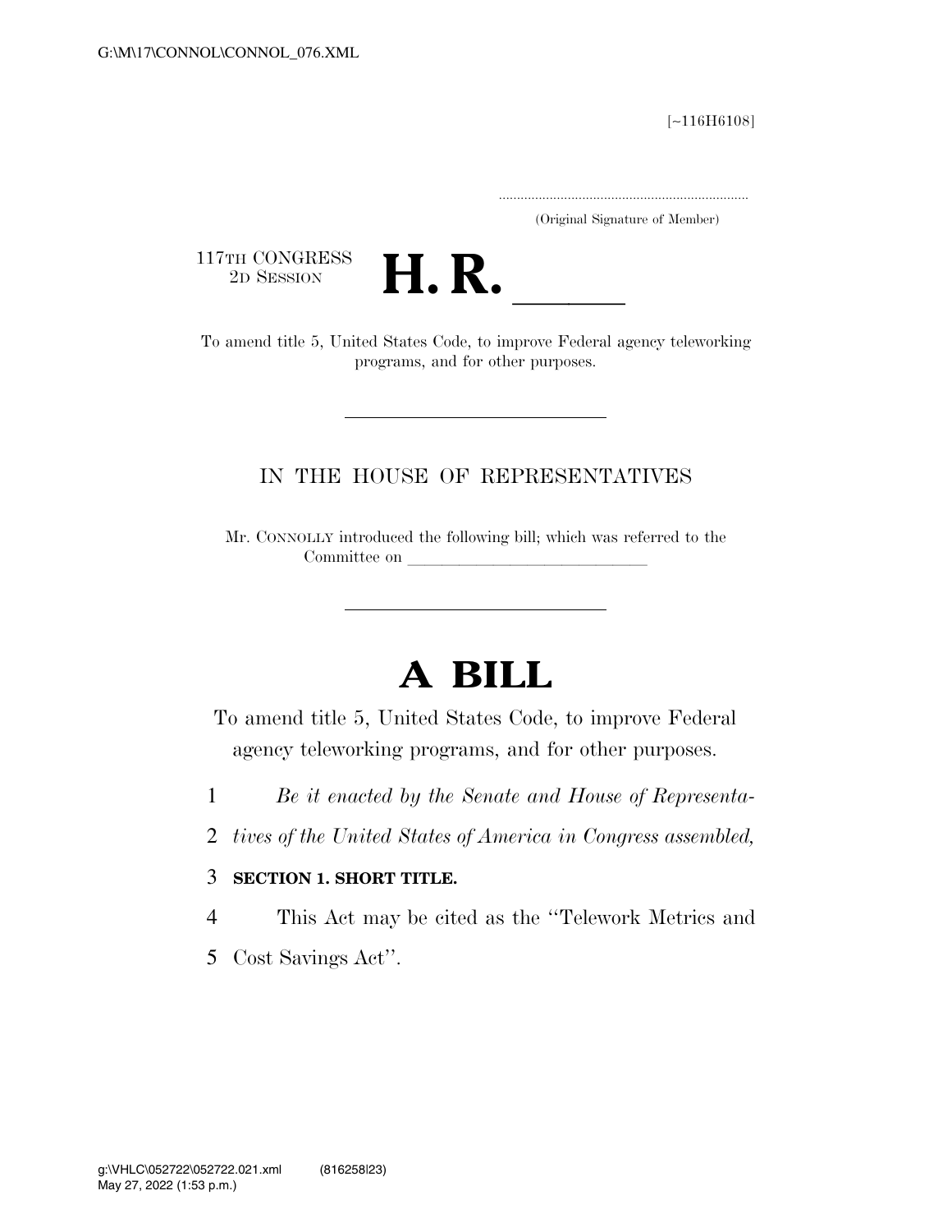[~116H6108]

.....................................................................

(Original Signature of Member)

117TH CONGRESS
2D SESSION

# H. R. \_\_\_\_\_

To amend title 5, United States Code, to improve Federal agency teleworking programs, and for other purposes.

---

IN THE HOUSE OF REPRESENTATIVES

Mr. CONNOLLY introduced the following bill; which was referred to the Committee on \_\_\_\_\_\_\_\_\_\_\_\_\_\_\_\_\_\_\_\_\_\_\_\_\_\_\_\_\_\_

---

# A BILL

To amend title 5, United States Code, to improve Federal agency teleworking programs, and for other purposes.

1 *Be it enacted by the Senate and House of Representa-*
2 *tives of the United States of America in Congress assembled,*

3 **SECTION 1. SHORT TITLE.**

4 This Act may be cited as the ''Telework Metrics and
5 Cost Savings Act''.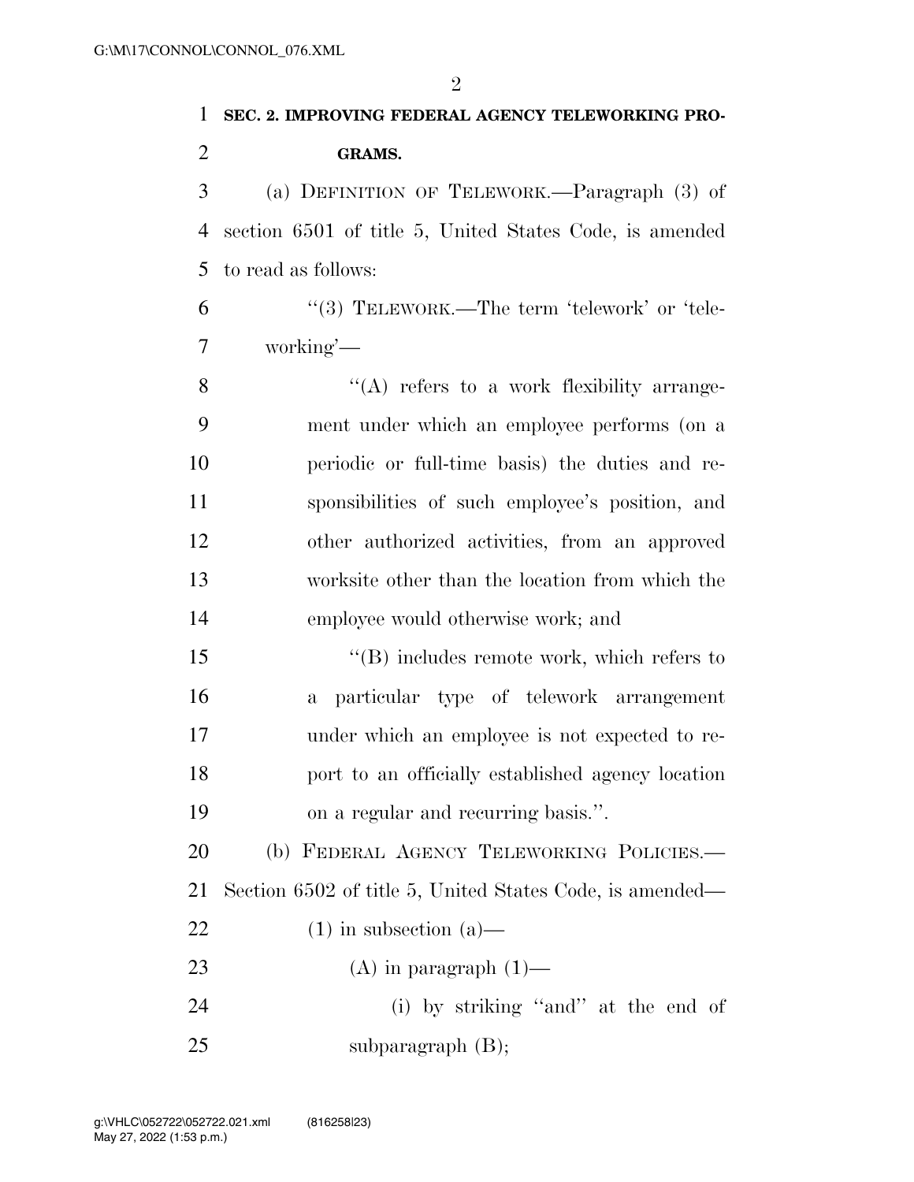**SEC. 2. IMPROVING FEDERAL AGENCY TELEWORKING PROGRAMS.**

(a) DEFINITION OF TELEWORK.—Paragraph (3) of section 6501 of title 5, United States Code, is amended to read as follows:

''(3) TELEWORK.—The term 'telework' or 'teleworking'—

''(A) refers to a work flexibility arrangement under which an employee performs (on a periodic or full-time basis) the duties and responsibilities of such employee's position, and other authorized activities, from an approved worksite other than the location from which the employee would otherwise work; and

''(B) includes remote work, which refers to a particular type of telework arrangement under which an employee is not expected to report to an officially established agency location on a regular and recurring basis.''.

(b) FEDERAL AGENCY TELEWORKING POLICIES.—Section 6502 of title 5, United States Code, is amended—

(1) in subsection (a)—

(A) in paragraph (1)—

(i) by striking ''and'' at the end of subparagraph (B);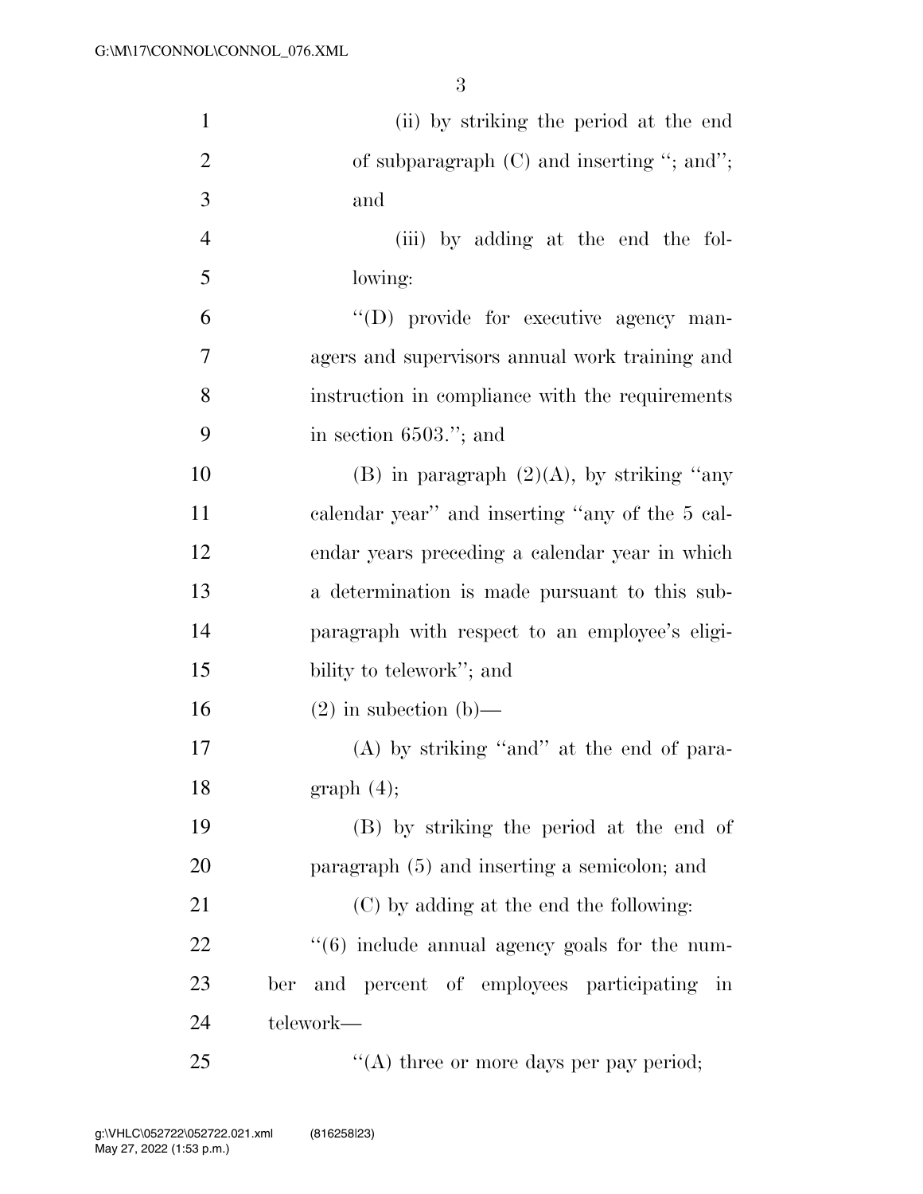(ii) by striking the period at the end of subparagraph (C) and inserting "; and"; and

(iii) by adding at the end the following:

"(D) provide for executive agency managers and supervisors annual work training and instruction in compliance with the requirements in section 6503."; and

(B) in paragraph (2)(A), by striking "any calendar year" and inserting "any of the 5 calendar years preceding a calendar year in which a determination is made pursuant to this subparagraph with respect to an employee's eligibility to telework"; and

(2) in subection (b)—

(A) by striking "and" at the end of paragraph (4);

(B) by striking the period at the end of paragraph (5) and inserting a semicolon; and

(C) by adding at the end the following:

"(6) include annual agency goals for the number and percent of employees participating in telework—

"(A) three or more days per pay period;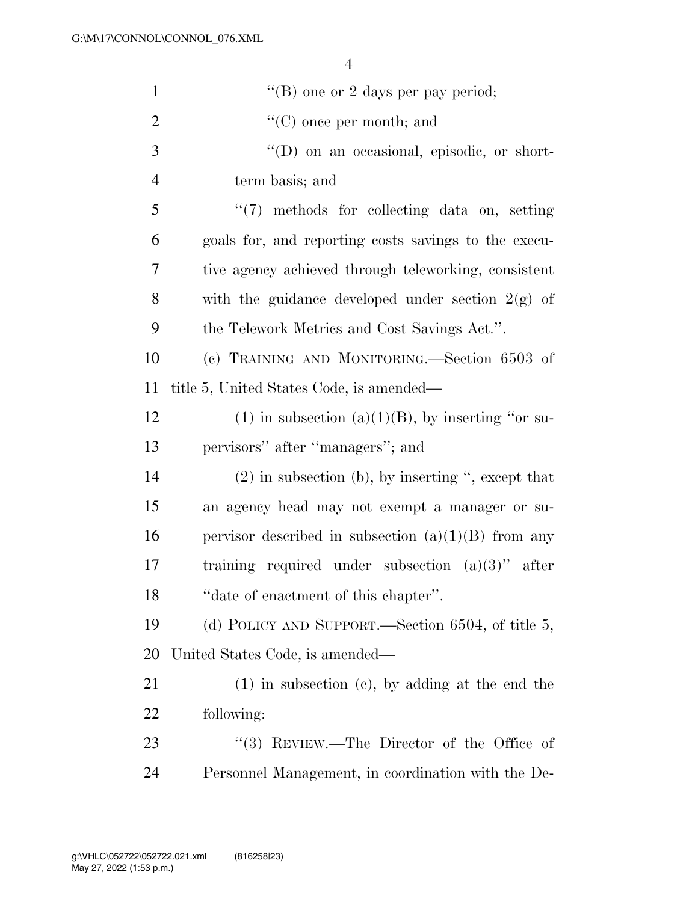''(B) one or 2 days per pay period;

''(C) once per month; and

''(D) on an occasional, episodic, or short-term basis; and

''(7) methods for collecting data on, setting goals for, and reporting costs savings to the executive agency achieved through teleworking, consistent with the guidance developed under section 2(g) of the Telework Metrics and Cost Savings Act.''.

(c) TRAINING AND MONITORING.—Section 6503 of title 5, United States Code, is amended—

(1) in subsection (a)(1)(B), by inserting ''or supervisors'' after ''managers''; and

(2) in subsection (b), by inserting '', except that an agency head may not exempt a manager or supervisor described in subsection (a)(1)(B) from any training required under subsection (a)(3)'' after ''date of enactment of this chapter''.

(d) POLICY AND SUPPORT.—Section 6504, of title 5, United States Code, is amended—

(1) in subsection (c), by adding at the end the following:

''(3) REVIEW.—The Director of the Office of Personnel Management, in coordination with the De-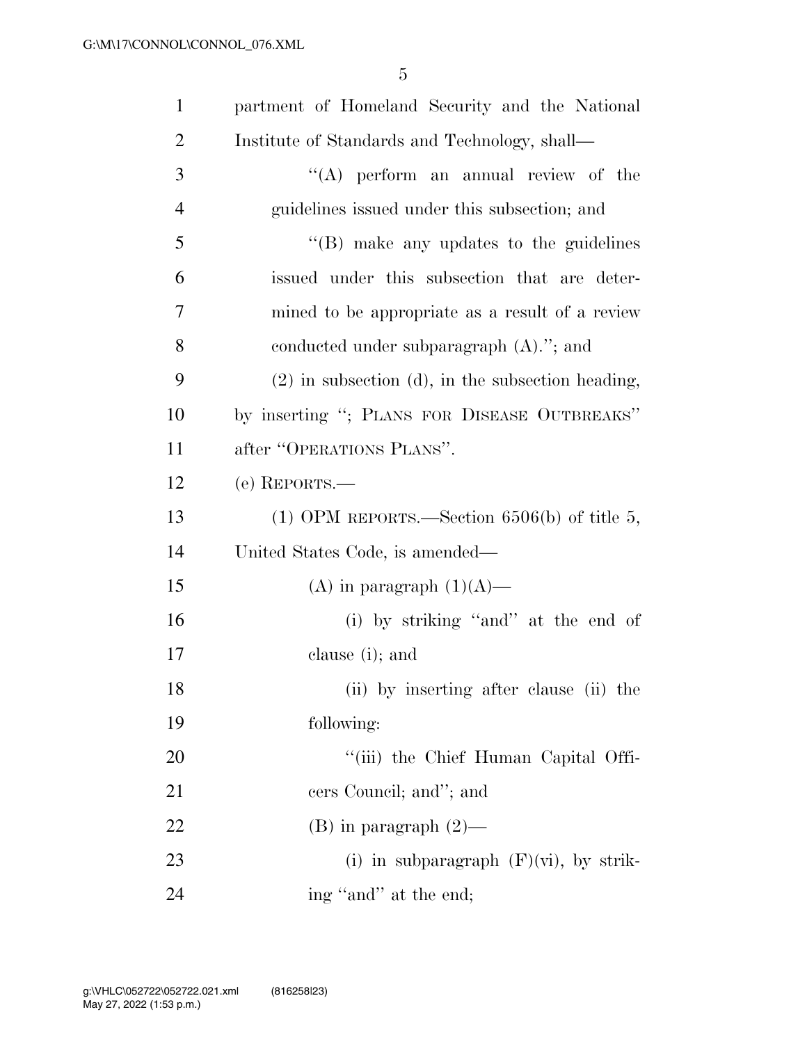partment of Homeland Security and the National Institute of Standards and Technology, shall—

"(A) perform an annual review of the guidelines issued under this subsection; and

"(B) make any updates to the guidelines issued under this subsection that are determined to be appropriate as a result of a review conducted under subparagraph (A)."; and

(2) in subsection (d), in the subsection heading, by inserting "; PLANS FOR DISEASE OUTBREAKS" after "OPERATIONS PLANS".

(e) REPORTS.—

(1) OPM REPORTS.—Section 6506(b) of title 5, United States Code, is amended—

(A) in paragraph (1)(A)—

(i) by striking "and" at the end of clause (i); and

(ii) by inserting after clause (ii) the following:

"(iii) the Chief Human Capital Officers Council; and"; and

(B) in paragraph (2)—

(i) in subparagraph (F)(vi), by striking "and" at the end;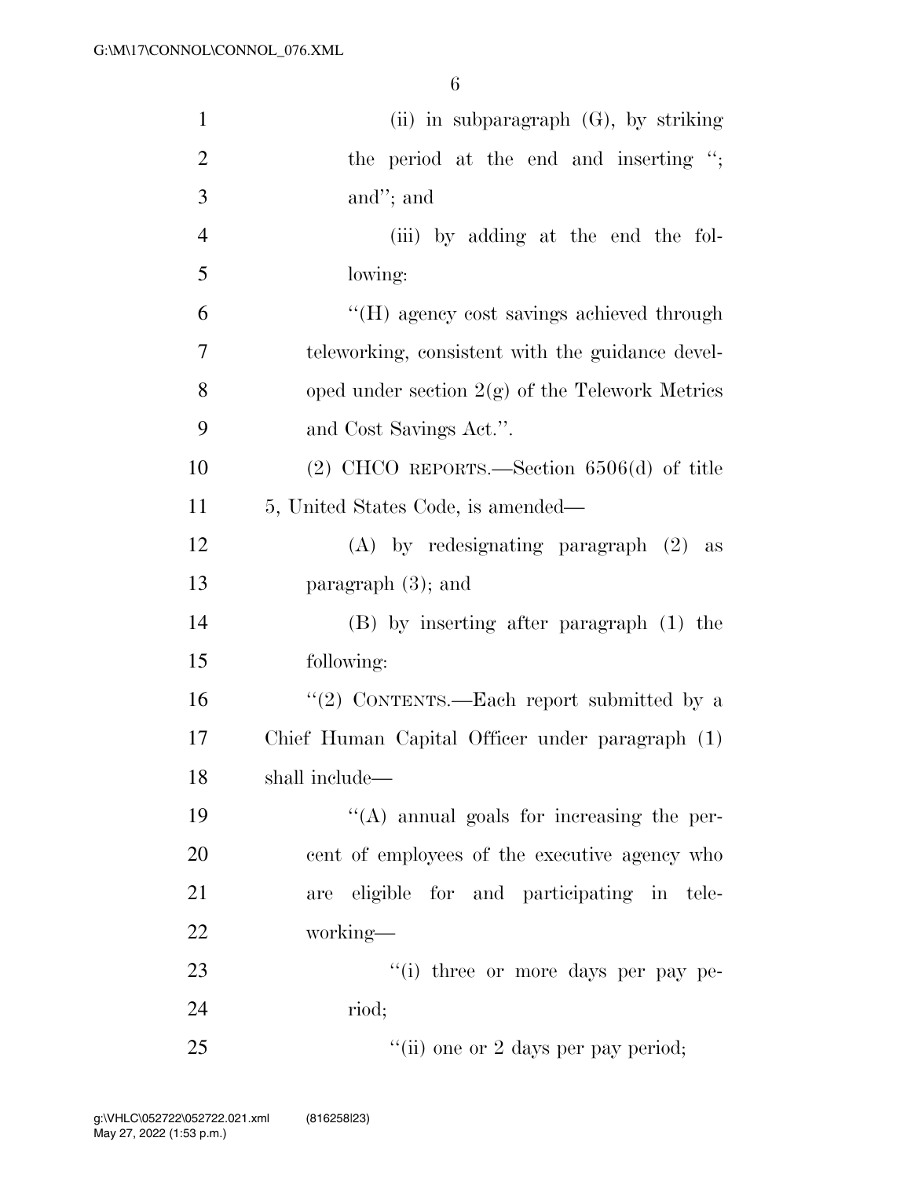(ii) in subparagraph (G), by striking the period at the end and inserting ''; and''; and

(iii) by adding at the end the following:

''(H) agency cost savings achieved through teleworking, consistent with the guidance developed under section 2(g) of the Telework Metrics and Cost Savings Act.''.

(2) CHCO REPORTS.—Section 6506(d) of title 5, United States Code, is amended—

(A) by redesignating paragraph (2) as paragraph (3); and

(B) by inserting after paragraph (1) the following:

''(2) CONTENTS.—Each report submitted by a Chief Human Capital Officer under paragraph (1) shall include—

''(A) annual goals for increasing the percent of employees of the executive agency who are eligible for and participating in teleworking—

''(i) three or more days per pay period;

''(ii) one or 2 days per pay period;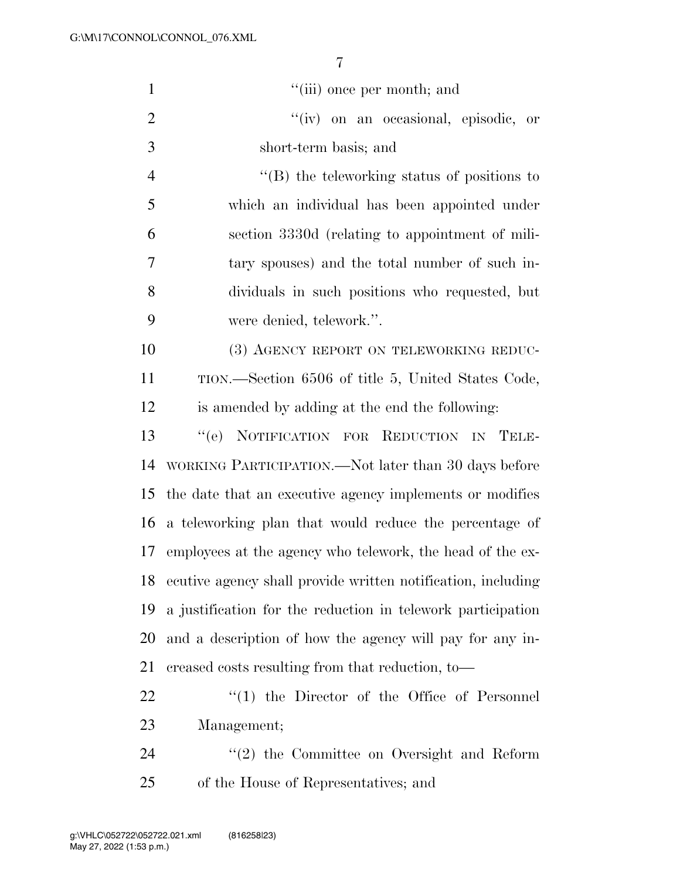''(iii) once per month; and

''(iv) on an occasional, episodic, or short-term basis; and

''(B) the teleworking status of positions to which an individual has been appointed under section 3330d (relating to appointment of military spouses) and the total number of such individuals in such positions who requested, but were denied, telework.''.

(3) AGENCY REPORT ON TELEWORKING REDUCTION.—Section 6506 of title 5, United States Code, is amended by adding at the end the following:

''(e) NOTIFICATION FOR REDUCTION IN TELEWORKING PARTICIPATION.—Not later than 30 days before the date that an executive agency implements or modifies a teleworking plan that would reduce the percentage of employees at the agency who telework, the head of the executive agency shall provide written notification, including a justification for the reduction in telework participation and a description of how the agency will pay for any increased costs resulting from that reduction, to—

''(1) the Director of the Office of Personnel Management;

''(2) the Committee on Oversight and Reform of the House of Representatives; and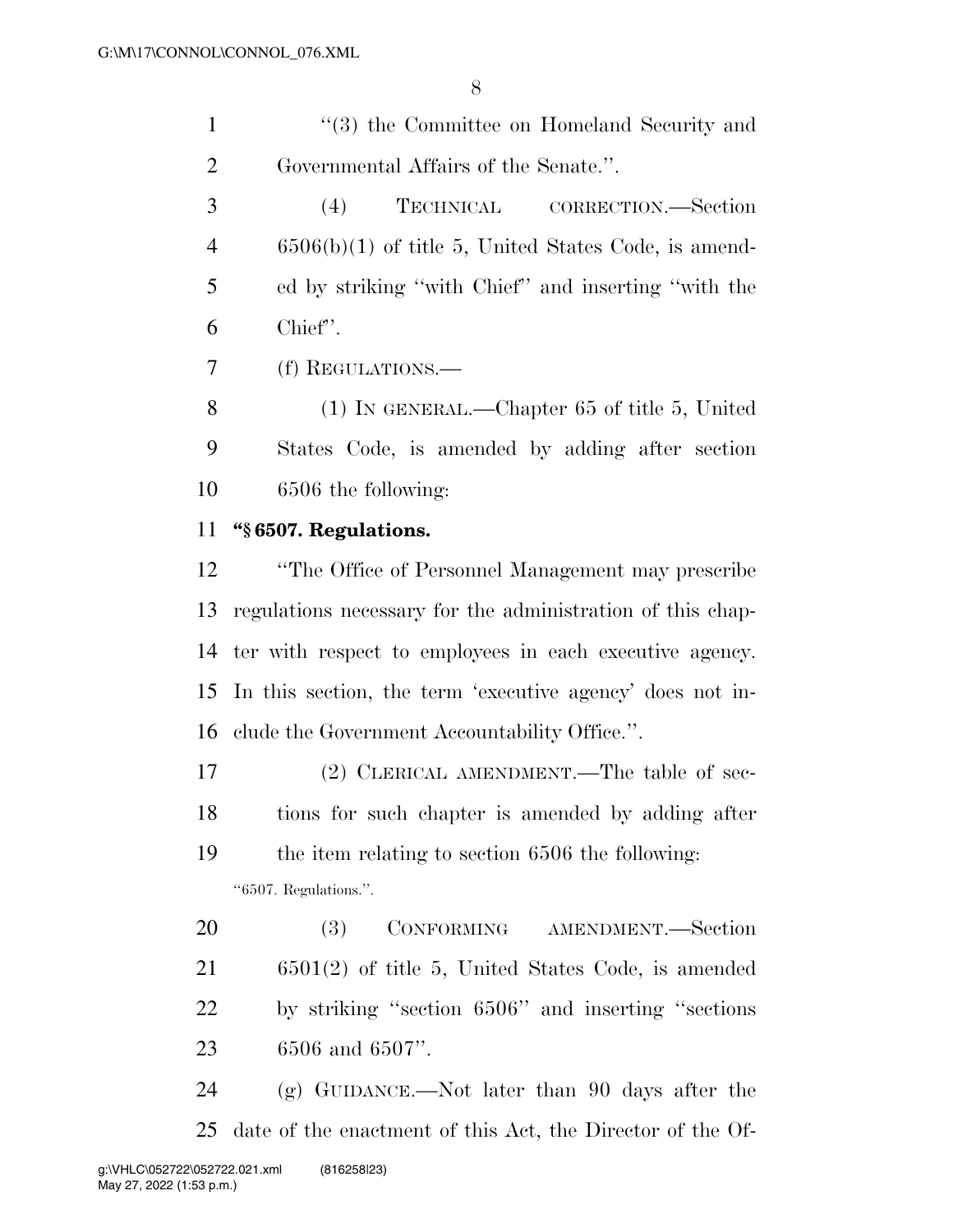"(3) the Committee on Homeland Security and Governmental Affairs of the Senate.".

(4) TECHNICAL CORRECTION.—Section 6506(b)(1) of title 5, United States Code, is amended by striking "with Chief" and inserting "with the Chief".

(f) REGULATIONS.—

(1) IN GENERAL.—Chapter 65 of title 5, United States Code, is amended by adding after section 6506 the following:

**"§ 6507. Regulations.**

"The Office of Personnel Management may prescribe regulations necessary for the administration of this chapter with respect to employees in each executive agency. In this section, the term 'executive agency' does not include the Government Accountability Office.".

(2) CLERICAL AMENDMENT.—The table of sections for such chapter is amended by adding after the item relating to section 6506 the following:

"6507. Regulations.".

(3) CONFORMING AMENDMENT.—Section 6501(2) of title 5, United States Code, is amended by striking "section 6506" and inserting "sections 6506 and 6507".

(g) GUIDANCE.—Not later than 90 days after the date of the enactment of this Act, the Director of the Of-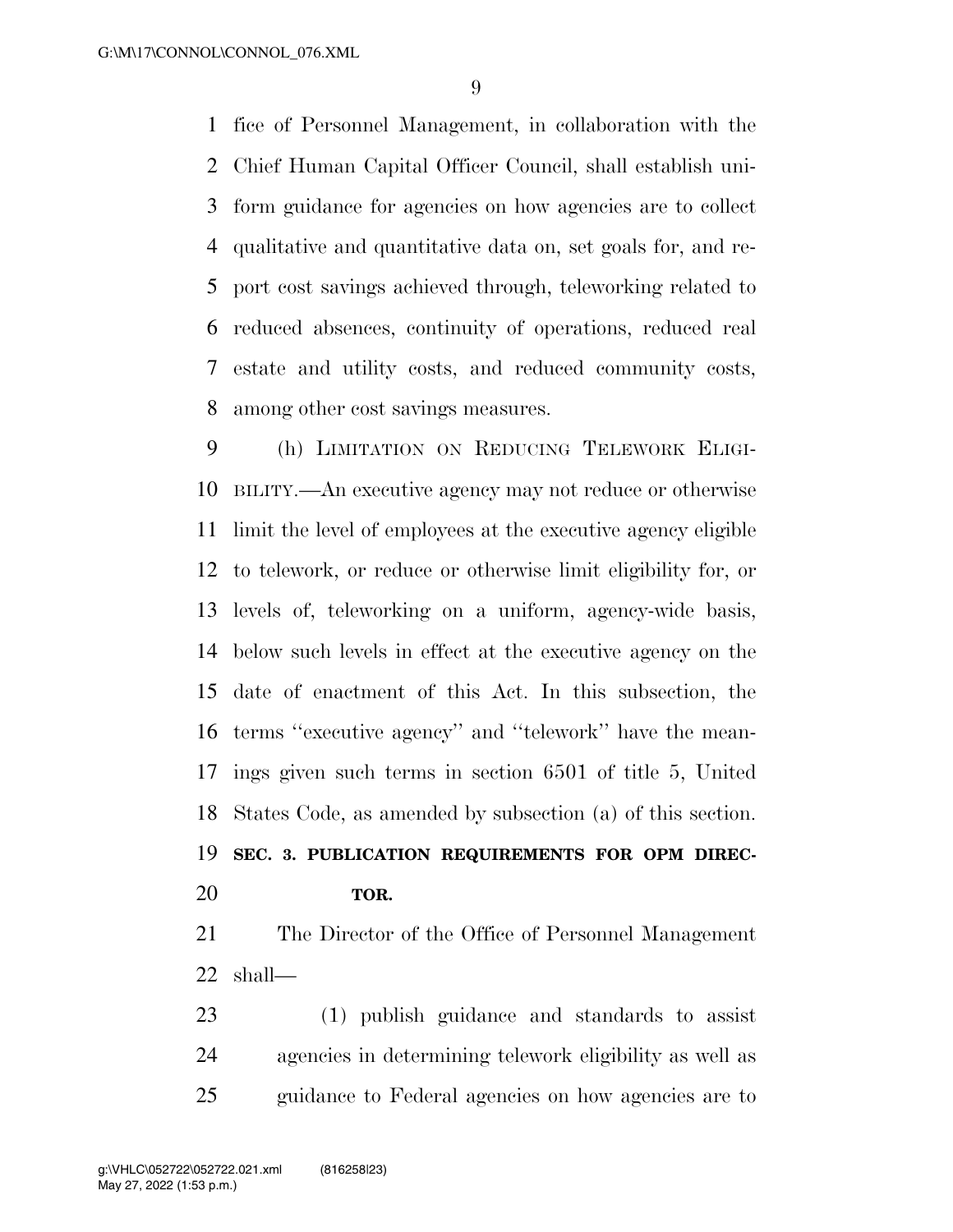fice of Personnel Management, in collaboration with the Chief Human Capital Officer Council, shall establish uniform guidance for agencies on how agencies are to collect qualitative and quantitative data on, set goals for, and report cost savings achieved through, teleworking related to reduced absences, continuity of operations, reduced real estate and utility costs, and reduced community costs, among other cost savings measures.

(h) LIMITATION ON REDUCING TELEWORK ELIGIBILITY.—An executive agency may not reduce or otherwise limit the level of employees at the executive agency eligible to telework, or reduce or otherwise limit eligibility for, or levels of, teleworking on a uniform, agency-wide basis, below such levels in effect at the executive agency on the date of enactment of this Act. In this subsection, the terms ''executive agency'' and ''telework'' have the meanings given such terms in section 6501 of title 5, United States Code, as amended by subsection (a) of this section.

**SEC. 3. PUBLICATION REQUIREMENTS FOR OPM DIRECTOR.**

The Director of the Office of Personnel Management shall—

(1) publish guidance and standards to assist agencies in determining telework eligibility as well as guidance to Federal agencies on how agencies are to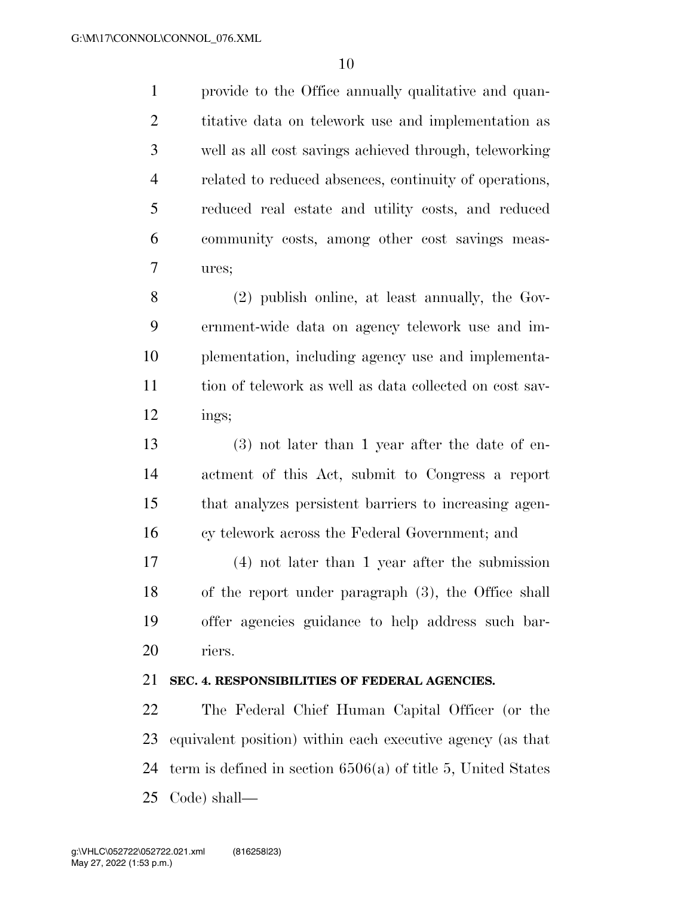provide to the Office annually qualitative and quantitative data on telework use and implementation as well as all cost savings achieved through, teleworking related to reduced absences, continuity of operations, reduced real estate and utility costs, and reduced community costs, among other cost savings measures;

(2) publish online, at least annually, the Government-wide data on agency telework use and implementation, including agency use and implementation of telework as well as data collected on cost savings;

(3) not later than 1 year after the date of enactment of this Act, submit to Congress a report that analyzes persistent barriers to increasing agency telework across the Federal Government; and

(4) not later than 1 year after the submission of the report under paragraph (3), the Office shall offer agencies guidance to help address such barriers.

**SEC. 4. RESPONSIBILITIES OF FEDERAL AGENCIES.**

The Federal Chief Human Capital Officer (or the equivalent position) within each executive agency (as that term is defined in section 6506(a) of title 5, United States Code) shall—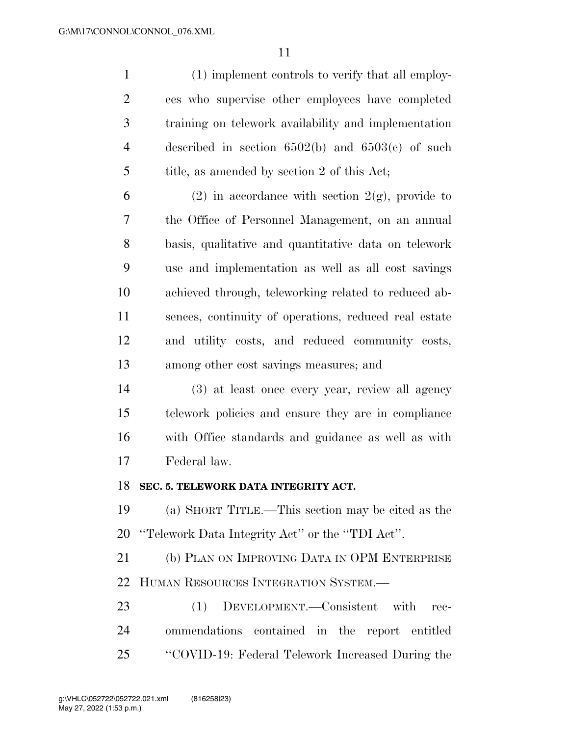(1) implement controls to verify that all employees who supervise other employees have completed training on telework availability and implementation described in section 6502(b) and 6503(c) of such title, as amended by section 2 of this Act;

(2) in accordance with section 2(g), provide to the Office of Personnel Management, on an annual basis, qualitative and quantitative data on telework use and implementation as well as all cost savings achieved through, teleworking related to reduced absences, continuity of operations, reduced real estate and utility costs, and reduced community costs, among other cost savings measures; and

(3) at least once every year, review all agency telework policies and ensure they are in compliance with Office standards and guidance as well as with Federal law.

**SEC. 5. TELEWORK DATA INTEGRITY ACT.**

(a) SHORT TITLE.—This section may be cited as the "Telework Data Integrity Act" or the "TDI Act".

(b) PLAN ON IMPROVING DATA IN OPM ENTERPRISE HUMAN RESOURCES INTEGRATION SYSTEM.—

(1) DEVELOPMENT.—Consistent with recommendations contained in the report entitled "COVID-19: Federal Telework Increased During the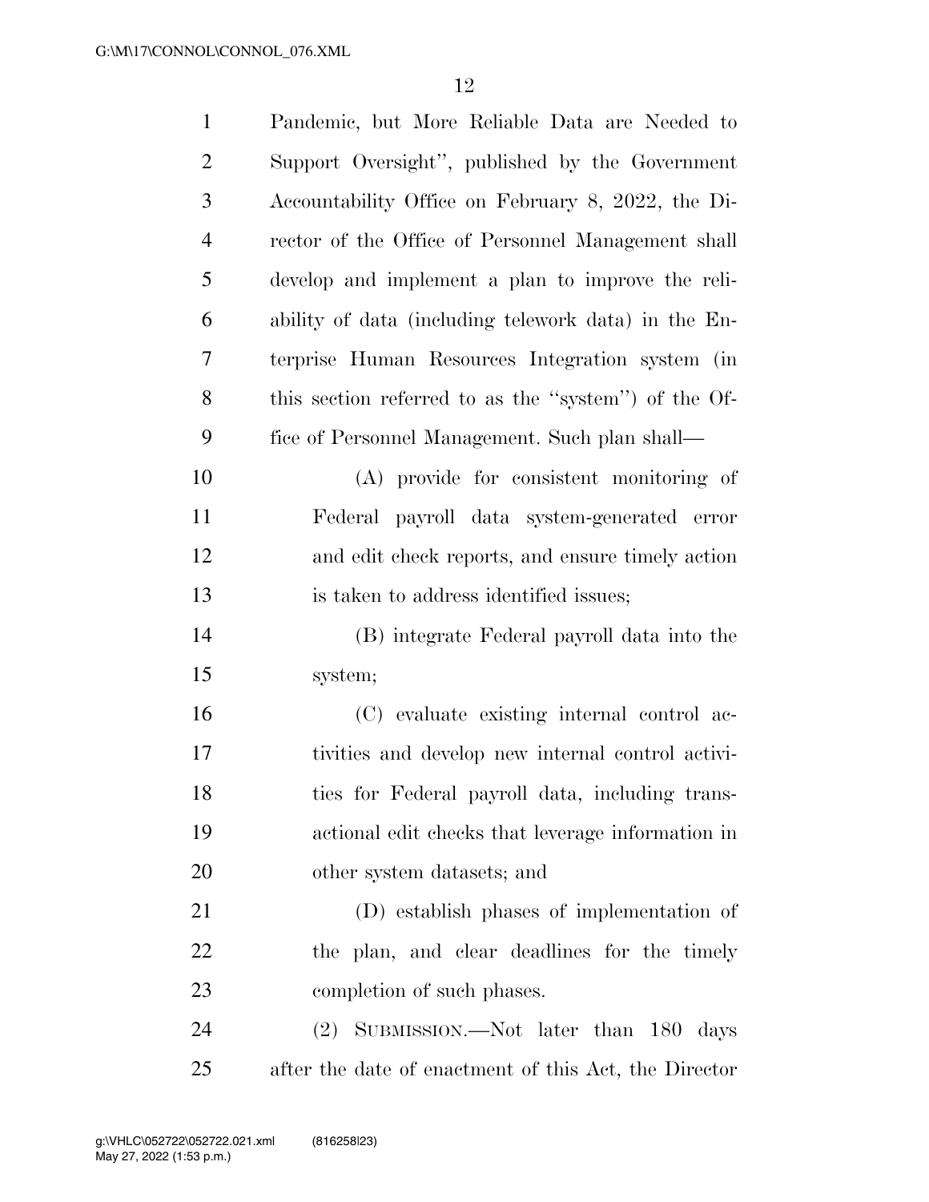Pandemic, but More Reliable Data are Needed to Support Oversight'', published by the Government Accountability Office on February 8, 2022, the Director of the Office of Personnel Management shall develop and implement a plan to improve the reliability of data (including telework data) in the Enterprise Human Resources Integration system (in this section referred to as the ''system'') of the Office of Personnel Management. Such plan shall—

(A) provide for consistent monitoring of Federal payroll data system-generated error and edit check reports, and ensure timely action is taken to address identified issues;

(B) integrate Federal payroll data into the system;

(C) evaluate existing internal control activities and develop new internal control activities for Federal payroll data, including transactional edit checks that leverage information in other system datasets; and

(D) establish phases of implementation of the plan, and clear deadlines for the timely completion of such phases.

(2) SUBMISSION.—Not later than 180 days after the date of enactment of this Act, the Director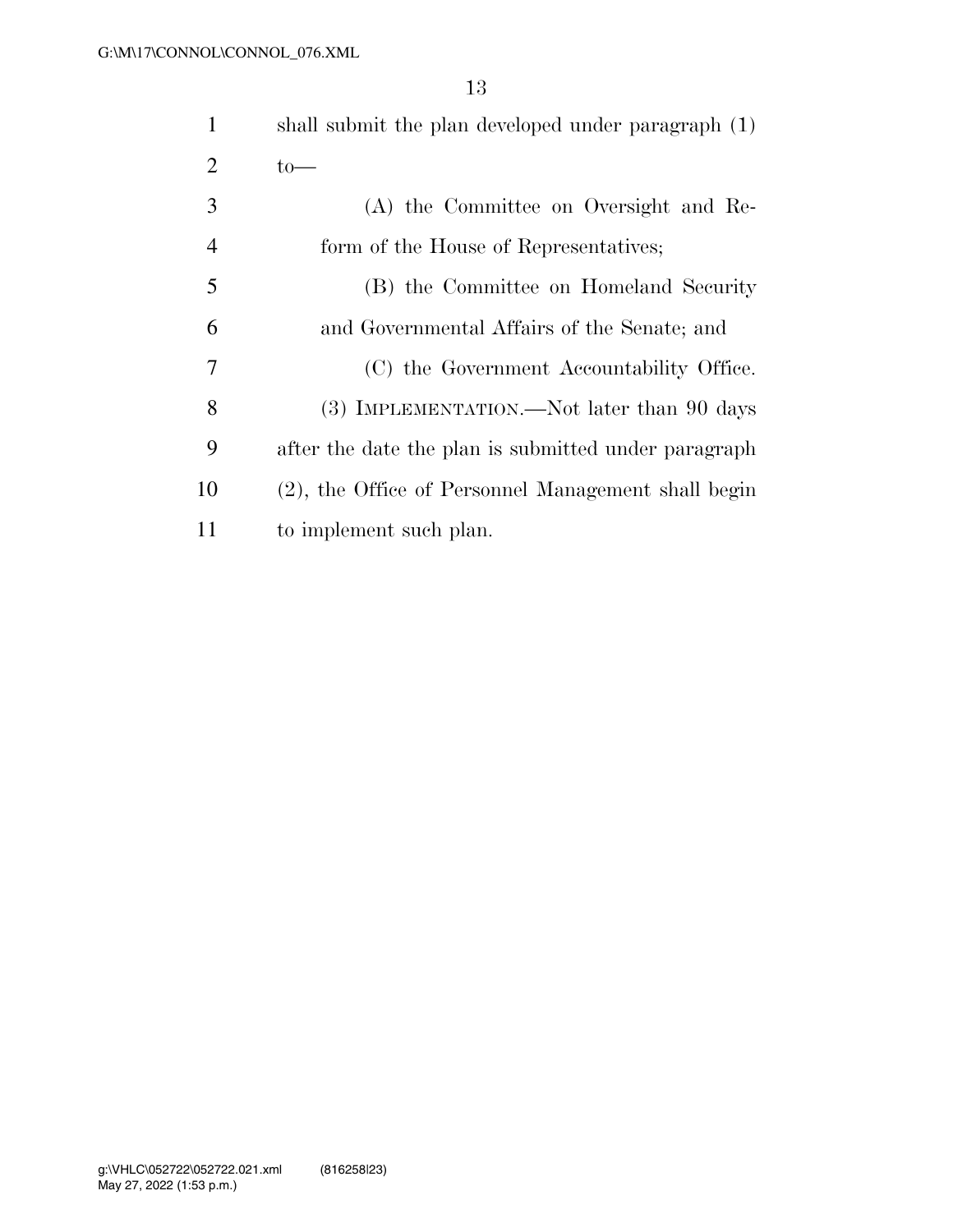shall submit the plan developed under paragraph (1) to—

(A) the Committee on Oversight and Reform of the House of Representatives;

(B) the Committee on Homeland Security and Governmental Affairs of the Senate; and

(C) the Government Accountability Office.

(3) IMPLEMENTATION.—Not later than 90 days after the date the plan is submitted under paragraph (2), the Office of Personnel Management shall begin to implement such plan.